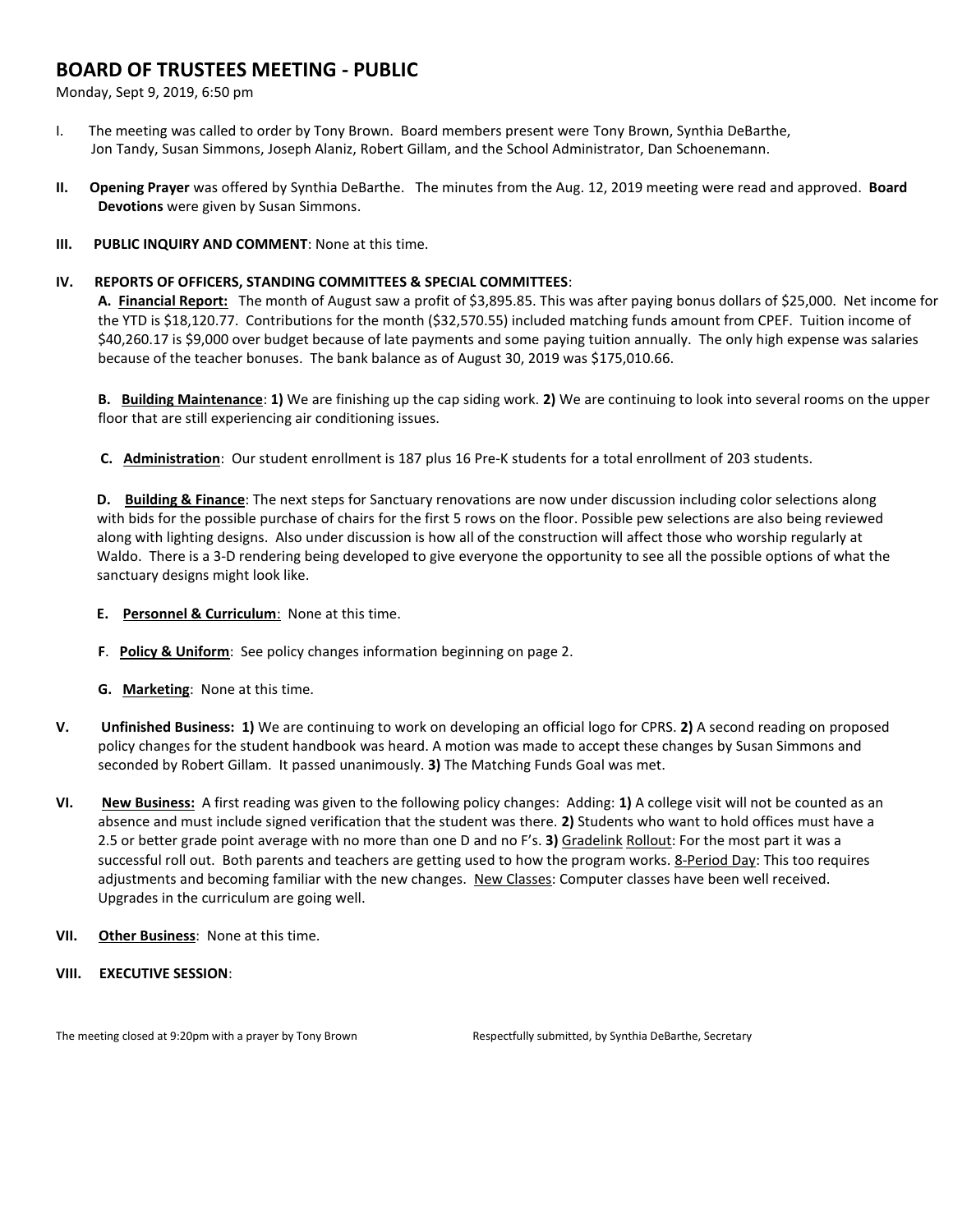## BOARD OF TRUSTEES MEETING - PUBLIC

Monday, Sept 9, 2019, 6:50 pm

I. The meeting was called to order by Tony Brown. Board members present were Tony Brown, Synthia DeBarthe, Jon Tandy, Susan Simmons, Joseph Alaniz, Robert Gillam, and the School Administrator, Dan Schoenemann.

**II. Opening Prayer** was offered by Synthia DeBarthe. The minutes from the Aug. 12, 2019 meeting were read and approved. **Board Devotions** were given by Susan Simmons.

**III. PUBLIC INQUIRY AND COMMENT**: None at this time.

**IV. REPORTS OF OFFICERS, STANDING COMMITTEES & SPECIAL COMMITTEES**:

**A. Financial Report:** The month of August saw a profit of $3,895.85. This was after paying bonus dollars of $25,000. Net income for the YTD is $18,120.77. Contributions for the month ($32,570.55) included matching funds amount from CPEF. Tuition income of $40,260.17 is $9,000 over budget because of late payments and some paying tuition annually. The only high expense was salaries because of the teacher bonuses. The bank balance as of August 30, 2019 was $175,010.66.

**B. Building Maintenance**: **1)** We are finishing up the cap siding work. **2)** We are continuing to look into several rooms on the upper floor that are still experiencing air conditioning issues.

**C. Administration**: Our student enrollment is 187 plus 16 Pre-K students for a total enrollment of 203 students.

**D. Building & Finance**: The next steps for Sanctuary renovations are now under discussion including color selections along with bids for the possible purchase of chairs for the first 5 rows on the floor. Possible pew selections are also being reviewed along with lighting designs. Also under discussion is how all of the construction will affect those who worship regularly at Waldo. There is a 3-D rendering being developed to give everyone the opportunity to see all the possible options of what the sanctuary designs might look like.

**E. Personnel & Curriculum**: None at this time.

**F. Policy & Uniform**: See policy changes information beginning on page 2.

**G. Marketing**: None at this time.

**V. Unfinished Business: 1)** We are continuing to work on developing an official logo for CPRS. **2)** A second reading on proposed policy changes for the student handbook was heard. A motion was made to accept these changes by Susan Simmons and seconded by Robert Gillam. It passed unanimously. **3)** The Matching Funds Goal was met.

**VI. New Business:** A first reading was given to the following policy changes: Adding: **1)** A college visit will not be counted as an absence and must include signed verification that the student was there. **2)** Students who want to hold offices must have a 2.5 or better grade point average with no more than one D and no F's. **3)** Gradelink Rollout: For the most part it was a successful roll out. Both parents and teachers are getting used to how the program works. 8-Period Day: This too requires adjustments and becoming familiar with the new changes. New Classes: Computer classes have been well received. Upgrades in the curriculum are going well.

**VII. Other Business**: None at this time.

**VIII. EXECUTIVE SESSION**:

The meeting closed at 9:20pm with a prayer by Tony Brown

Respectfully submitted, by Synthia DeBarthe, Secretary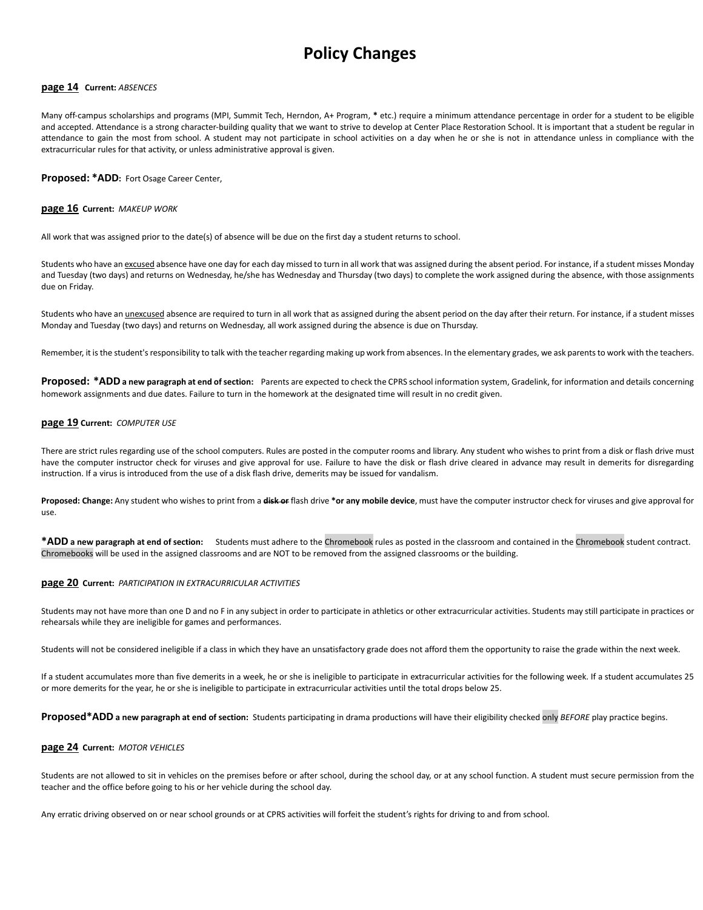# Policy Changes

**page 14** **Current:** *ABSENCES*

Many off-campus scholarships and programs (MPI, Summit Tech, Herndon, A+ Program, **\*** etc.) require a minimum attendance percentage in order for a student to be eligible and accepted. Attendance is a strong character-building quality that we want to strive to develop at Center Place Restoration School. It is important that a student be regular in attendance to gain the most from school. A student may not participate in school activities on a day when he or she is not in attendance unless in compliance with the extracurricular rules for that activity, or unless administrative approval is given.

**Proposed: \*ADD:** Fort Osage Career Center,

**page 16** **Current:** *MAKEUP WORK*

All work that was assigned prior to the date(s) of absence will be due on the first day a student returns to school.

Students who have an excused absence have one day for each day missed to turn in all work that was assigned during the absent period. For instance, if a student misses Monday and Tuesday (two days) and returns on Wednesday, he/she has Wednesday and Thursday (two days) to complete the work assigned during the absence, with those assignments due on Friday.

Students who have an unexcused absence are required to turn in all work that as assigned during the absent period on the day after their return. For instance, if a student misses Monday and Tuesday (two days) and returns on Wednesday, all work assigned during the absence is due on Thursday.

Remember, it is the student's responsibility to talk with the teacher regarding making up work from absences. In the elementary grades, we ask parents to work with the teachers.

**Proposed: \*ADD a new paragraph at end of section:** Parents are expected to check the CPRS school information system, Gradelink, for information and details concerning homework assignments and due dates. Failure to turn in the homework at the designated time will result in no credit given.

**page 19** **Current:** *COMPUTER USE*

There are strict rules regarding use of the school computers. Rules are posted in the computer rooms and library. Any student who wishes to print from a disk or flash drive must have the computer instructor check for viruses and give approval for use. Failure to have the disk or flash drive cleared in advance may result in demerits for disregarding instruction. If a virus is introduced from the use of a disk flash drive, demerits may be issued for vandalism.

**Proposed: Change:** Any student who wishes to print from a ~~**disk or**~~ flash drive **\*or any mobile device**, must have the computer instructor check for viruses and give approval for use.

**\*ADD a new paragraph at end of section:** Students must adhere to the Chromebook rules as posted in the classroom and contained in the Chromebook student contract. Chromebooks will be used in the assigned classrooms and are NOT to be removed from the assigned classrooms or the building.

**page 20** **Current:** *PARTICIPATION IN EXTRACURRICULAR ACTIVITIES*

Students may not have more than one D and no F in any subject in order to participate in athletics or other extracurricular activities. Students may still participate in practices or rehearsals while they are ineligible for games and performances.

Students will not be considered ineligible if a class in which they have an unsatisfactory grade does not afford them the opportunity to raise the grade within the next week.

If a student accumulates more than five demerits in a week, he or she is ineligible to participate in extracurricular activities for the following week. If a student accumulates 25 or more demerits for the year, he or she is ineligible to participate in extracurricular activities until the total drops below 25.

**Proposed\*ADD a new paragraph at end of section:** Students participating in drama productions will have their eligibility checked only *BEFORE* play practice begins.

**page 24** **Current:** *MOTOR VEHICLES*

Students are not allowed to sit in vehicles on the premises before or after school, during the school day, or at any school function. A student must secure permission from the teacher and the office before going to his or her vehicle during the school day.

Any erratic driving observed on or near school grounds or at CPRS activities will forfeit the student's rights for driving to and from school.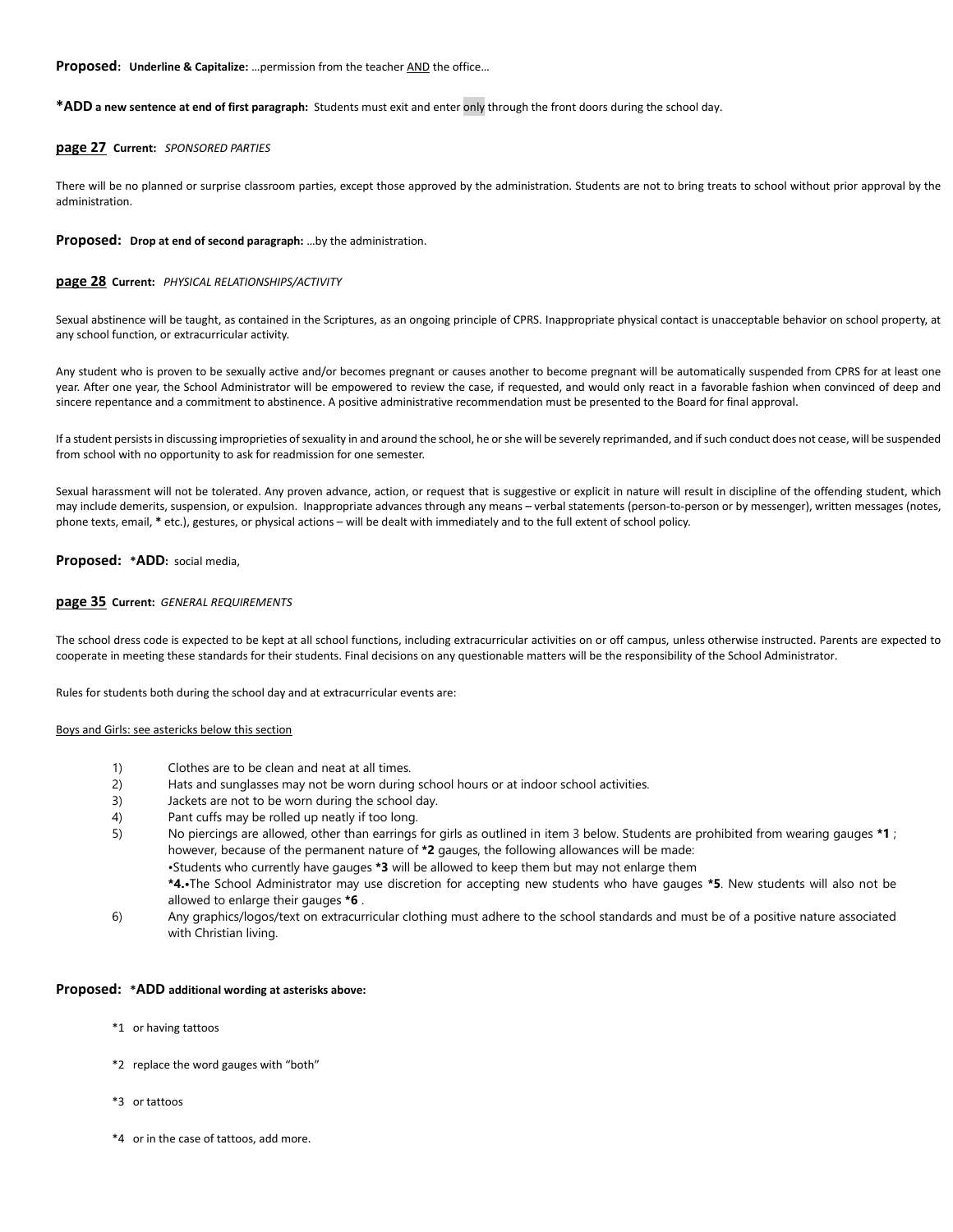**Proposed:** **Underline & Capitalize:** …permission from the teacher <u>AND</u> the office…

***ADD a new sentence at end of first paragraph:** Students must exit and enter only through the front doors during the school day.

**page 27** **Current:** *SPONSORED PARTIES*

There will be no planned or surprise classroom parties, except those approved by the administration. Students are not to bring treats to school without prior approval by the administration.

**Proposed:** **Drop at end of second paragraph:** …by the administration.

**page 28** **Current:** *PHYSICAL RELATIONSHIPS/ACTIVITY*

Sexual abstinence will be taught, as contained in the Scriptures, as an ongoing principle of CPRS. Inappropriate physical contact is unacceptable behavior on school property, at any school function, or extracurricular activity.

Any student who is proven to be sexually active and/or becomes pregnant or causes another to become pregnant will be automatically suspended from CPRS for at least one year. After one year, the School Administrator will be empowered to review the case, if requested, and would only react in a favorable fashion when convinced of deep and sincere repentance and a commitment to abstinence. A positive administrative recommendation must be presented to the Board for final approval.

If a student persists in discussing improprieties of sexuality in and around the school, he or she will be severely reprimanded, and if such conduct does not cease, will be suspended from school with no opportunity to ask for readmission for one semester.

Sexual harassment will not be tolerated. Any proven advance, action, or request that is suggestive or explicit in nature will result in discipline of the offending student, which may include demerits, suspension, or expulsion. Inappropriate advances through any means – verbal statements (person-to-person or by messenger), written messages (notes, phone texts, email, **\*** etc.), gestures, or physical actions – will be dealt with immediately and to the full extent of school policy.

**Proposed:** ***ADD:** social media,

**page 35** **Current:** *GENERAL REQUIREMENTS*

The school dress code is expected to be kept at all school functions, including extracurricular activities on or off campus, unless otherwise instructed. Parents are expected to cooperate in meeting these standards for their students. Final decisions on any questionable matters will be the responsibility of the School Administrator.

Rules for students both during the school day and at extracurricular events are:

<u>Boys and Girls: see astericks below this section</u>

1) Clothes are to be clean and neat at all times.
2) Hats and sunglasses may not be worn during school hours or at indoor school activities.
3) Jackets are not to be worn during the school day.
4) Pant cuffs may be rolled up neatly if too long.
5) No piercings are allowed, other than earrings for girls as outlined in item 3 below. Students are prohibited from wearing gauges **\*1** ; however, because of the permanent nature of **\*2** gauges, the following allowances will be made:
   •Students who currently have gauges **\*3** will be allowed to keep them but may not enlarge them
   **\*4.**•The School Administrator may use discretion for accepting new students who have gauges **\*5**. New students will also not be allowed to enlarge their gauges **\*6** .
6) Any graphics/logos/text on extracurricular clothing must adhere to the school standards and must be of a positive nature associated with Christian living.

**Proposed:** ***ADD additional wording at asterisks above:**

*1 or having tattoos

*2 replace the word gauges with "both"

*3 or tattoos

*4 or in the case of tattoos, add more.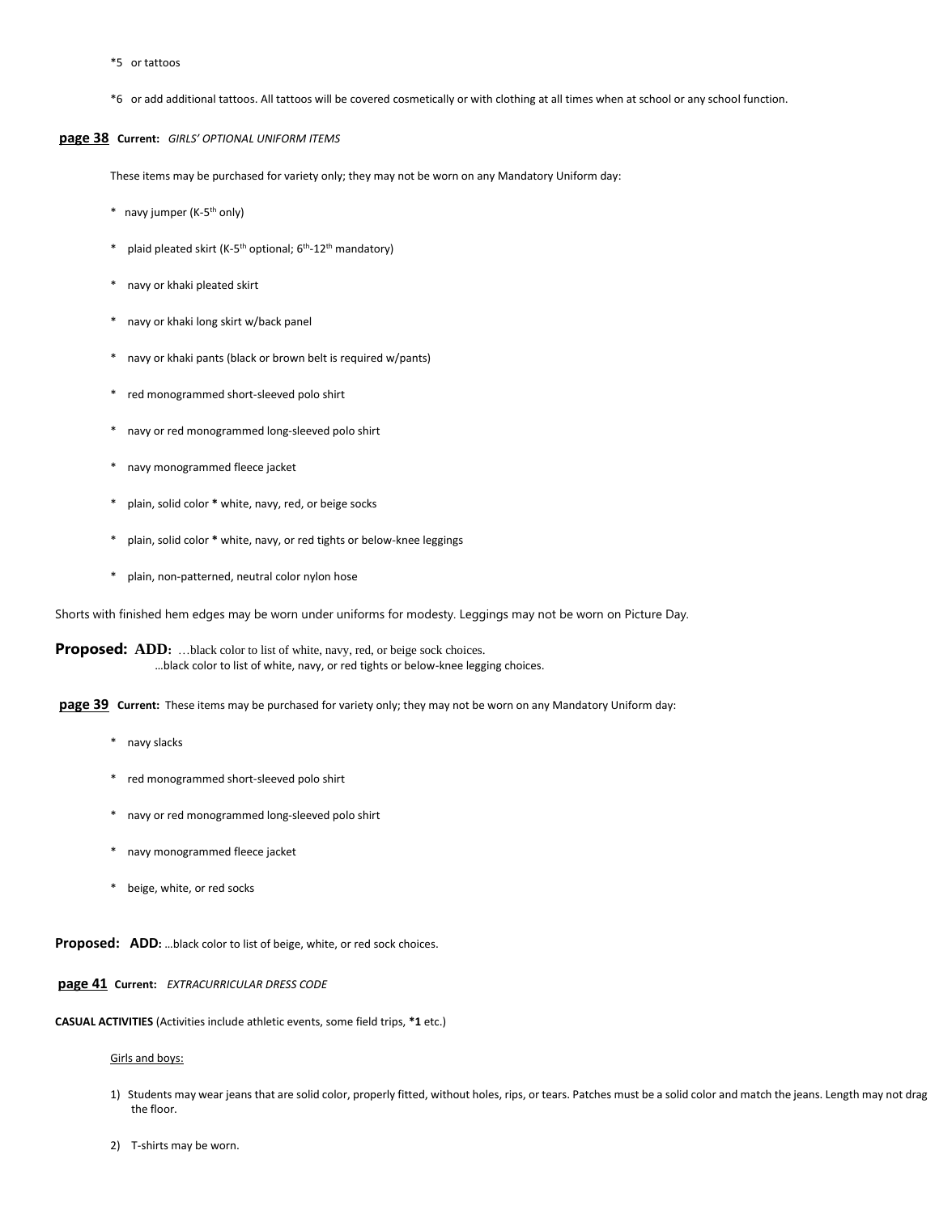*5 or tattoos

*6 or add additional tattoos. All tattoos will be covered cosmetically or with clothing at all times when at school or any school function.

**page 38** **Current:** *GIRLS' OPTIONAL UNIFORM ITEMS*

These items may be purchased for variety only; they may not be worn on any Mandatory Uniform day:

- navy jumper (K-5th only)
- plaid pleated skirt (K-5th optional; 6th-12th mandatory)
- navy or khaki pleated skirt
- navy or khaki long skirt w/back panel
- navy or khaki pants (black or brown belt is required w/pants)
- red monogrammed short-sleeved polo shirt
- navy or red monogrammed long-sleeved polo shirt
- navy monogrammed fleece jacket
- plain, solid color **\*** white, navy, red, or beige socks
- plain, solid color **\*** white, navy, or red tights or below-knee leggings
- plain, non-patterned, neutral color nylon hose

Shorts with finished hem edges may be worn under uniforms for modesty. Leggings may not be worn on Picture Day.

**Proposed: ADD:** …black color to list of white, navy, red, or beige sock choices.
…black color to list of white, navy, or red tights or below-knee legging choices.

**page 39** **Current:** These items may be purchased for variety only; they may not be worn on any Mandatory Uniform day:

- navy slacks
- red monogrammed short-sleeved polo shirt
- navy or red monogrammed long-sleeved polo shirt
- navy monogrammed fleece jacket
- beige, white, or red socks

**Proposed: ADD:** …black color to list of beige, white, or red sock choices.

**page 41** **Current:** *EXTRACURRICULAR DRESS CODE*

**CASUAL ACTIVITIES** (Activities include athletic events, some field trips, **\*1** etc.)

Girls and boys:

1) Students may wear jeans that are solid color, properly fitted, without holes, rips, or tears. Patches must be a solid color and match the jeans. Length may not drag the floor.
2) T-shirts may be worn.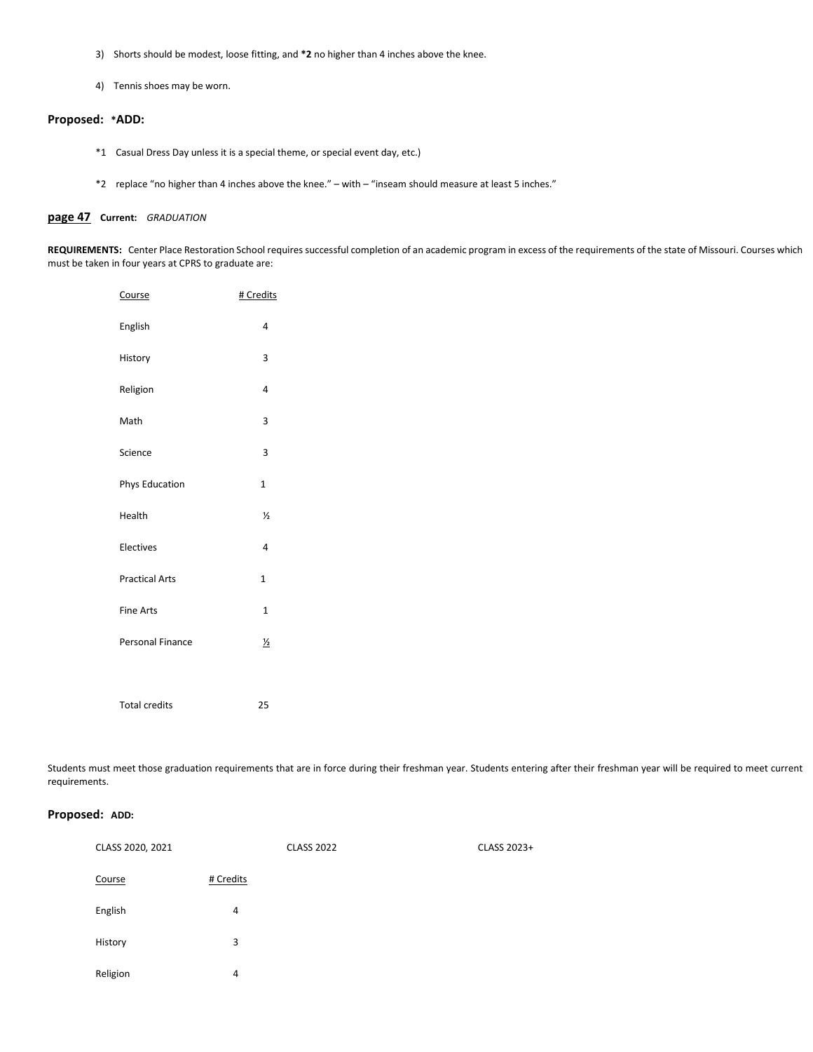3) Shorts should be modest, loose fitting, and **\*2** no higher than 4 inches above the knee.

4) Tennis shoes may be worn.

### Proposed: *ADD:

*1 Casual Dress Day unless it is a special theme, or special event day, etc.)

*2 replace "no higher than 4 inches above the knee." – with – "inseam should measure at least 5 inches."

**page 47** **Current:** *GRADUATION*

**REQUIREMENTS:** Center Place Restoration School requires successful completion of an academic program in excess of the requirements of the state of Missouri. Courses which must be taken in four years at CPRS to graduate are:

| Course | # Credits |
|---|---|
| English | 4 |
| History | 3 |
| Religion | 4 |
| Math | 3 |
| Science | 3 |
| Phys Education | 1 |
| Health | ½ |
| Electives | 4 |
| Practical Arts | 1 |
| Fine Arts | 1 |
| Personal Finance | ½ |
| | |
| Total credits | 25 |

Students must meet those graduation requirements that are in force during their freshman year. Students entering after their freshman year will be required to meet current requirements.

### Proposed: ADD:

CLASS 2020, 2021 CLASS 2022 CLASS 2023+

| Course | # Credits |
|---|---|
| English | 4 |
| History | 3 |
| Religion | 4 |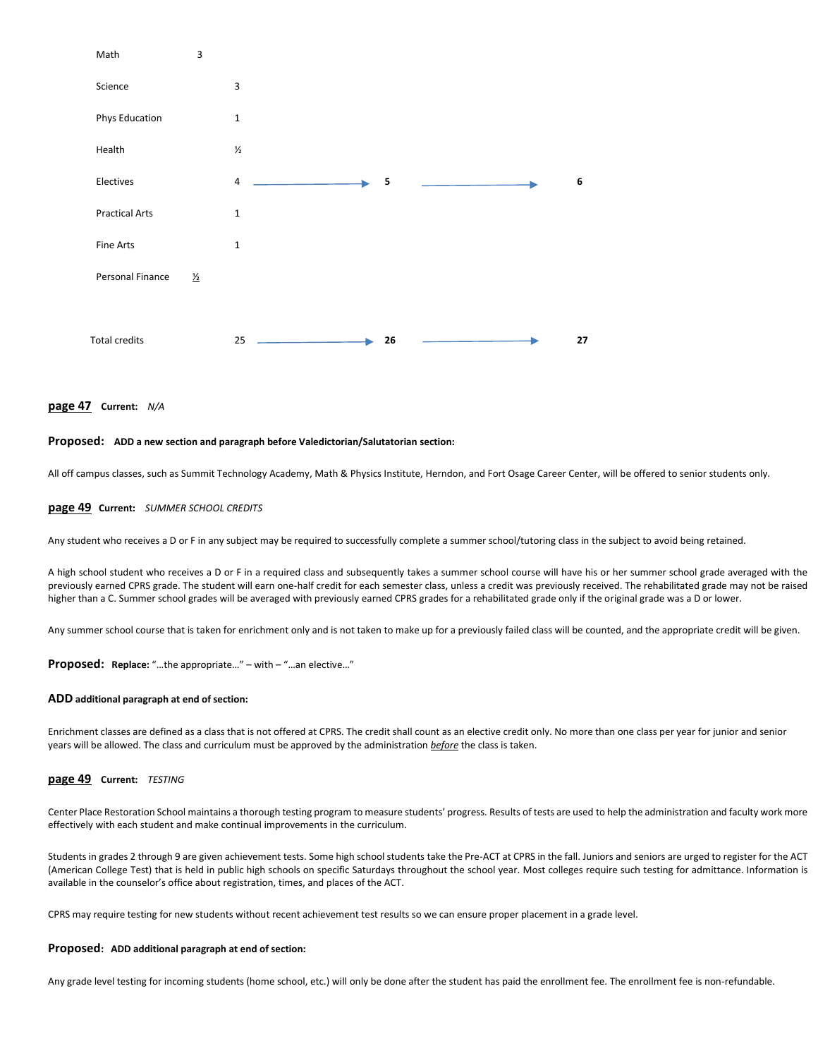| | | | |
|---|---|---|---|
| Math | 3 | | |
| Science | 3 | | |
| Phys Education | 1 | | |
| Health | ½ | | |
| Electives | 4 → | **5** → | **6** |
| Practical Arts | 1 | | |
| Fine Arts | 1 | | |
| Personal Finance | ½ | | |
| Total credits | 25 → | **26** → | **27** |

**page 47** **Current:** *N/A*

**Proposed:** **ADD a new section and paragraph before Valedictorian/Salutatorian section:**

All off campus classes, such as Summit Technology Academy, Math & Physics Institute, Herndon, and Fort Osage Career Center, will be offered to senior students only.

**page 49** **Current:** *SUMMER SCHOOL CREDITS*

Any student who receives a D or F in any subject may be required to successfully complete a summer school/tutoring class in the subject to avoid being retained.

A high school student who receives a D or F in a required class and subsequently takes a summer school course will have his or her summer school grade averaged with the previously earned CPRS grade. The student will earn one-half credit for each semester class, unless a credit was previously received. The rehabilitated grade may not be raised higher than a C. Summer school grades will be averaged with previously earned CPRS grades for a rehabilitated grade only if the original grade was a D or lower.

Any summer school course that is taken for enrichment only and is not taken to make up for a previously failed class will be counted, and the appropriate credit will be given.

**Proposed:** **Replace:** "…the appropriate…" – with – "…an elective…"

**ADD additional paragraph at end of section:**

Enrichment classes are defined as a class that is not offered at CPRS. The credit shall count as an elective credit only. No more than one class per year for junior and senior years will be allowed. The class and curriculum must be approved by the administration ***before*** the class is taken.

**page 49** **Current:** *TESTING*

Center Place Restoration School maintains a thorough testing program to measure students' progress. Results of tests are used to help the administration and faculty work more effectively with each student and make continual improvements in the curriculum.

Students in grades 2 through 9 are given achievement tests. Some high school students take the Pre-ACT at CPRS in the fall. Juniors and seniors are urged to register for the ACT (American College Test) that is held in public high schools on specific Saturdays throughout the school year. Most colleges require such testing for admittance. Information is available in the counselor's office about registration, times, and places of the ACT.

CPRS may require testing for new students without recent achievement test results so we can ensure proper placement in a grade level.

**Proposed:** **ADD additional paragraph at end of section:**

Any grade level testing for incoming students (home school, etc.) will only be done after the student has paid the enrollment fee. The enrollment fee is non-refundable.